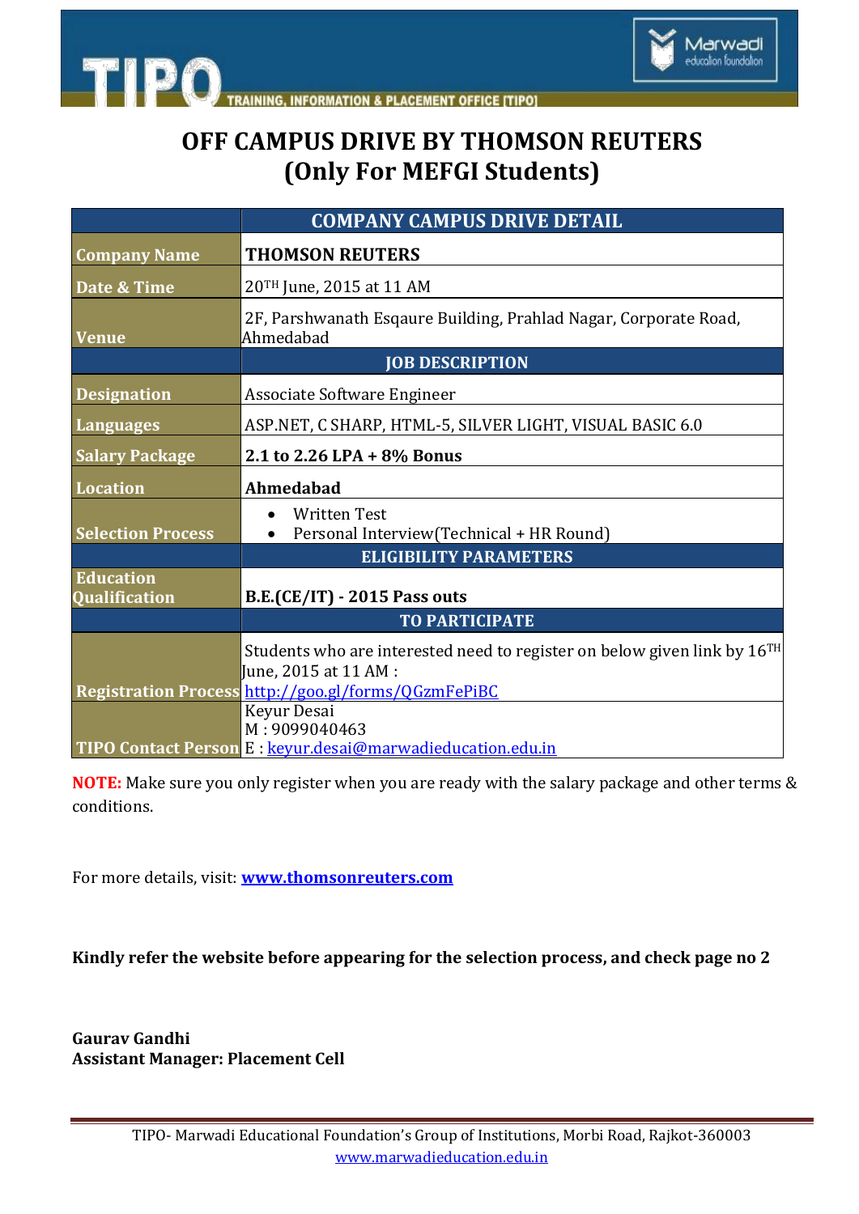# OFF CAMPUS DRIVE BY THOMSON REUTERS
# (Only For MEFGI Students)

| | COMPANY CAMPUS DRIVE DETAIL |
|---|---|
| Company Name | **THOMSON REUTERS** |
| Date & Time | 20[TH] June, 2015 at 11 AM |
| Venue | 2F, Parshwanath Esqaure Building, Prahlad Nagar, Corporate Road, Ahmedabad |
| | **JOB DESCRIPTION** |
| Designation | Associate Software Engineer |
| Languages | ASP.NET, C SHARP, HTML-5, SILVER LIGHT, VISUAL BASIC 6.0 |
| Salary Package | **2.1 to 2.26 LPA + 8% Bonus** |
| Location | **Ahmedabad** |
| Selection Process | • Written Test<br>• Personal Interview(Technical + HR Round) |
| | **ELIGIBILITY PARAMETERS** |
| Education Qualification | **B.E.(CE/IT) - 2015 Pass outs** |
| | **TO PARTICIPATE** |
| Registration Process | Students who are interested need to register on below given link by 16[TH] June, 2015 at 11 AM : http://goo.gl/forms/QGzmFePiBC |
| TIPO Contact Person | Keyur Desai<br>M : 9099040463<br>E : keyur.desai@marwadieducation.edu.in |

**NOTE:** Make sure you only register when you are ready with the salary package and other terms & conditions.

For more details, visit: **www.thomsonreuters.com**

**Kindly refer the website before appearing for the selection process, and check page no 2**

**Gaurav Gandhi**
**Assistant Manager: Placement Cell**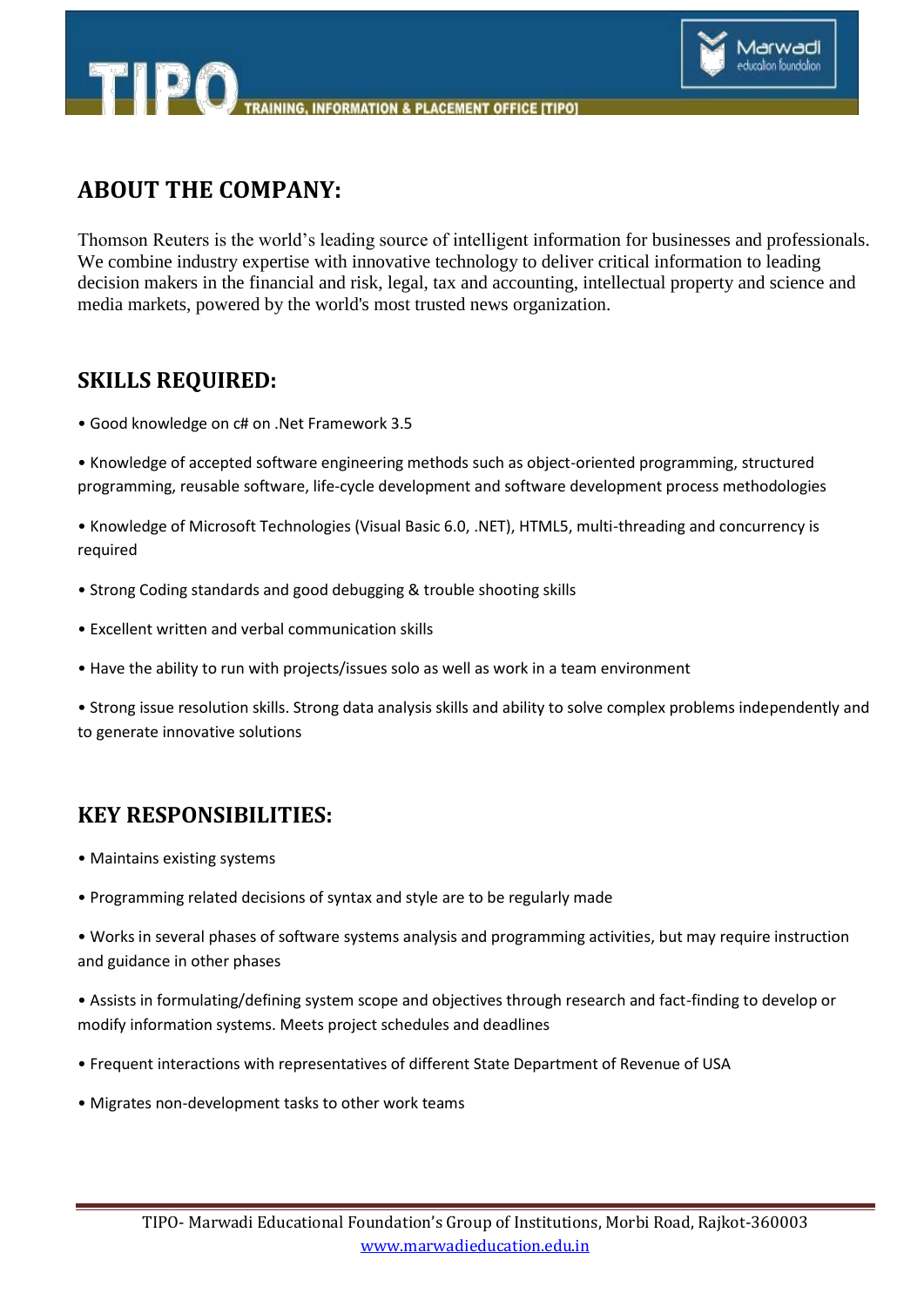## ABOUT THE COMPANY:

Thomson Reuters is the world's leading source of intelligent information for businesses and professionals. We combine industry expertise with innovative technology to deliver critical information to leading decision makers in the financial and risk, legal, tax and accounting, intellectual property and science and media markets, powered by the world's most trusted news organization.

## SKILLS REQUIRED:

- Good knowledge on c# on .Net Framework 3.5
- Knowledge of accepted software engineering methods such as object-oriented programming, structured programming, reusable software, life-cycle development and software development process methodologies
- Knowledge of Microsoft Technologies (Visual Basic 6.0, .NET), HTML5, multi-threading and concurrency is required
- Strong Coding standards and good debugging & trouble shooting skills
- Excellent written and verbal communication skills
- Have the ability to run with projects/issues solo as well as work in a team environment
- Strong issue resolution skills. Strong data analysis skills and ability to solve complex problems independently and to generate innovative solutions

## KEY RESPONSIBILITIES:

- Maintains existing systems
- Programming related decisions of syntax and style are to be regularly made
- Works in several phases of software systems analysis and programming activities, but may require instruction and guidance in other phases
- Assists in formulating/defining system scope and objectives through research and fact-finding to develop or modify information systems. Meets project schedules and deadlines
- Frequent interactions with representatives of different State Department of Revenue of USA
- Migrates non-development tasks to other work teams